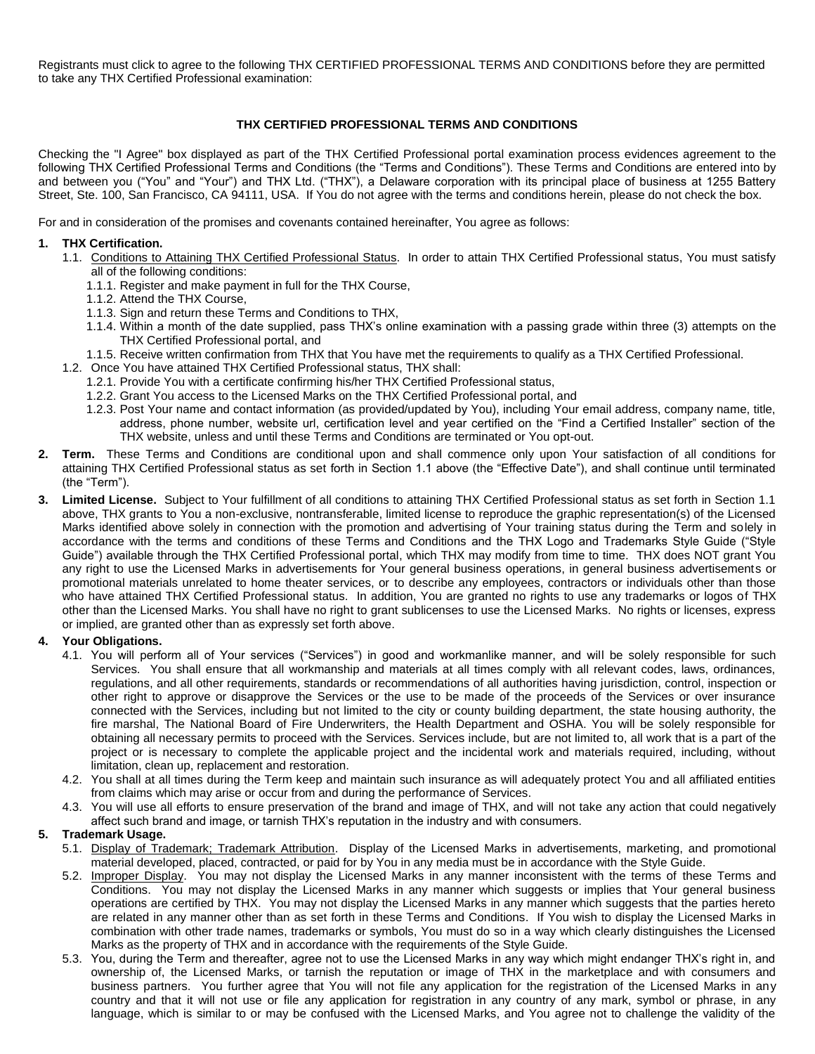Registrants must click to agree to the following THX CERTIFIED PROFESSIONAL TERMS AND CONDITIONS before they are permitted to take any THX Certified Professional examination:

## THX CERTIFIED PROFESSIONAL TERMS AND CONDITIONS

Checking the "I Agree" box displayed as part of the THX Certified Professional portal examination process evidences agreement to the following THX Certified Professional Terms and Conditions (the "Terms and Conditions"). These Terms and Conditions are entered into by and between you ("You" and "Your") and THX Ltd. ("THX"), a Delaware corporation with its principal place of business at 1255 Battery Street, Ste. 100, San Francisco, CA 94111, USA. If You do not agree with the terms and conditions herein, please do not check the box.

For and in consideration of the promises and covenants contained hereinafter, You agree as follows:

**1. THX Certification.**

1.1. Conditions to Attaining THX Certified Professional Status. In order to attain THX Certified Professional status, You must satisfy all of the following conditions:

1.1.1. Register and make payment in full for the THX Course,

1.1.2. Attend the THX Course,

1.1.3. Sign and return these Terms and Conditions to THX,

1.1.4. Within a month of the date supplied, pass THX's online examination with a passing grade within three (3) attempts on the THX Certified Professional portal, and

1.1.5. Receive written confirmation from THX that You have met the requirements to qualify as a THX Certified Professional.

1.2. Once You have attained THX Certified Professional status, THX shall:

1.2.1. Provide You with a certificate confirming his/her THX Certified Professional status,

1.2.2. Grant You access to the Licensed Marks on the THX Certified Professional portal, and

1.2.3. Post Your name and contact information (as provided/updated by You), including Your email address, company name, title, address, phone number, website url, certification level and year certified on the "Find a Certified Installer" section of the THX website, unless and until these Terms and Conditions are terminated or You opt-out.

**2. Term.** These Terms and Conditions are conditional upon and shall commence only upon Your satisfaction of all conditions for attaining THX Certified Professional status as set forth in Section 1.1 above (the "Effective Date"), and shall continue until terminated (the "Term").

**3. Limited License.** Subject to Your fulfillment of all conditions to attaining THX Certified Professional status as set forth in Section 1.1 above, THX grants to You a non-exclusive, nontransferable, limited license to reproduce the graphic representation(s) of the Licensed Marks identified above solely in connection with the promotion and advertising of Your training status during the Term and solely in accordance with the terms and conditions of these Terms and Conditions and the THX Logo and Trademarks Style Guide ("Style Guide") available through the THX Certified Professional portal, which THX may modify from time to time. THX does NOT grant You any right to use the Licensed Marks in advertisements for Your general business operations, in general business advertisements or promotional materials unrelated to home theater services, or to describe any employees, contractors or individuals other than those who have attained THX Certified Professional status. In addition, You are granted no rights to use any trademarks or logos of THX other than the Licensed Marks. You shall have no right to grant sublicenses to use the Licensed Marks. No rights or licenses, express or implied, are granted other than as expressly set forth above.

**4. Your Obligations.**

4.1. You will perform all of Your services ("Services") in good and workmanlike manner, and will be solely responsible for such Services. You shall ensure that all workmanship and materials at all times comply with all relevant codes, laws, ordinances, regulations, and all other requirements, standards or recommendations of all authorities having jurisdiction, control, inspection or other right to approve or disapprove the Services or the use to be made of the proceeds of the Services or over insurance connected with the Services, including but not limited to the city or county building department, the state housing authority, the fire marshal, The National Board of Fire Underwriters, the Health Department and OSHA. You will be solely responsible for obtaining all necessary permits to proceed with the Services. Services include, but are not limited to, all work that is a part of the project or is necessary to complete the applicable project and the incidental work and materials required, including, without limitation, clean up, replacement and restoration.

4.2. You shall at all times during the Term keep and maintain such insurance as will adequately protect You and all affiliated entities from claims which may arise or occur from and during the performance of Services.

4.3. You will use all efforts to ensure preservation of the brand and image of THX, and will not take any action that could negatively affect such brand and image, or tarnish THX's reputation in the industry and with consumers.

**5. Trademark Usage.**

5.1. Display of Trademark; Trademark Attribution. Display of the Licensed Marks in advertisements, marketing, and promotional material developed, placed, contracted, or paid for by You in any media must be in accordance with the Style Guide.

5.2. Improper Display. You may not display the Licensed Marks in any manner inconsistent with the terms of these Terms and Conditions. You may not display the Licensed Marks in any manner which suggests or implies that Your general business operations are certified by THX. You may not display the Licensed Marks in any manner which suggests that the parties hereto are related in any manner other than as set forth in these Terms and Conditions. If You wish to display the Licensed Marks in combination with other trade names, trademarks or symbols, You must do so in a way which clearly distinguishes the Licensed Marks as the property of THX and in accordance with the requirements of the Style Guide.

5.3. You, during the Term and thereafter, agree not to use the Licensed Marks in any way which might endanger THX's right in, and ownership of, the Licensed Marks, or tarnish the reputation or image of THX in the marketplace and with consumers and business partners. You further agree that You will not file any application for the registration of the Licensed Marks in any country and that it will not use or file any application for registration in any country of any mark, symbol or phrase, in any language, which is similar to or may be confused with the Licensed Marks, and You agree not to challenge the validity of the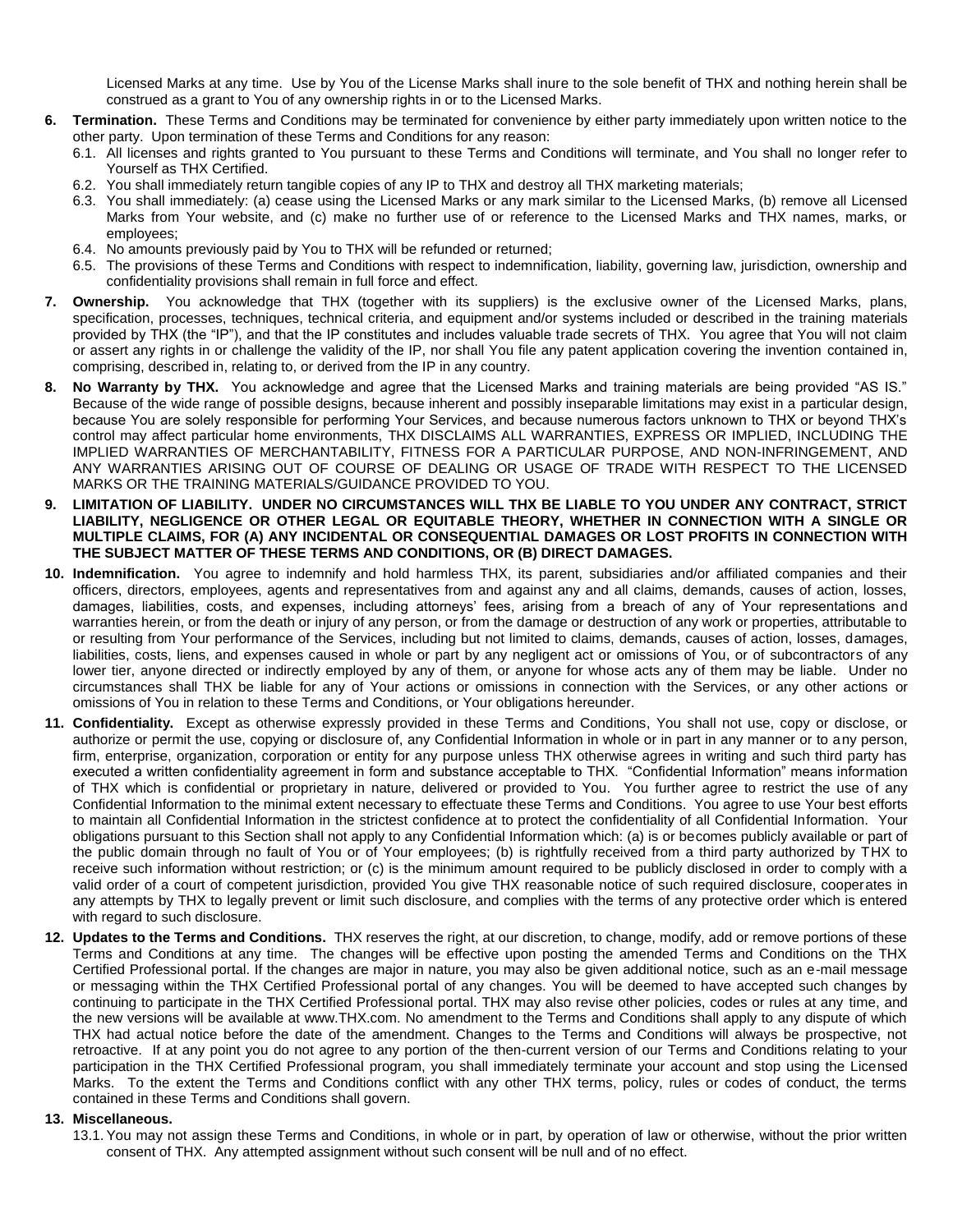Licensed Marks at any time. Use by You of the License Marks shall inure to the sole benefit of THX and nothing herein shall be construed as a grant to You of any ownership rights in or to the Licensed Marks.

6. **Termination.** These Terms and Conditions may be terminated for convenience by either party immediately upon written notice to the other party. Upon termination of these Terms and Conditions for any reason:
   6.1. All licenses and rights granted to You pursuant to these Terms and Conditions will terminate, and You shall no longer refer to Yourself as THX Certified.
   6.2. You shall immediately return tangible copies of any IP to THX and destroy all THX marketing materials;
   6.3. You shall immediately: (a) cease using the Licensed Marks or any mark similar to the Licensed Marks, (b) remove all Licensed Marks from Your website, and (c) make no further use of or reference to the Licensed Marks and THX names, marks, or employees;
   6.4. No amounts previously paid by You to THX will be refunded or returned;
   6.5. The provisions of these Terms and Conditions with respect to indemnification, liability, governing law, jurisdiction, ownership and confidentiality provisions shall remain in full force and effect.

7. **Ownership.** You acknowledge that THX (together with its suppliers) is the exclusive owner of the Licensed Marks, plans, specification, processes, techniques, technical criteria, and equipment and/or systems included or described in the training materials provided by THX (the "IP"), and that the IP constitutes and includes valuable trade secrets of THX. You agree that You will not claim or assert any rights in or challenge the validity of the IP, nor shall You file any patent application covering the invention contained in, comprising, described in, relating to, or derived from the IP in any country.

8. **No Warranty by THX.** You acknowledge and agree that the Licensed Marks and training materials are being provided "AS IS." Because of the wide range of possible designs, because inherent and possibly inseparable limitations may exist in a particular design, because You are solely responsible for performing Your Services, and because numerous factors unknown to THX or beyond THX's control may affect particular home environments, THX DISCLAIMS ALL WARRANTIES, EXPRESS OR IMPLIED, INCLUDING THE IMPLIED WARRANTIES OF MERCHANTABILITY, FITNESS FOR A PARTICULAR PURPOSE, AND NON-INFRINGEMENT, AND ANY WARRANTIES ARISING OUT OF COURSE OF DEALING OR USAGE OF TRADE WITH RESPECT TO THE LICENSED MARKS OR THE TRAINING MATERIALS/GUIDANCE PROVIDED TO YOU.

9. **LIMITATION OF LIABILITY. UNDER NO CIRCUMSTANCES WILL THX BE LIABLE TO YOU UNDER ANY CONTRACT, STRICT LIABILITY, NEGLIGENCE OR OTHER LEGAL OR EQUITABLE THEORY, WHETHER IN CONNECTION WITH A SINGLE OR MULTIPLE CLAIMS, FOR (A) ANY INCIDENTAL OR CONSEQUENTIAL DAMAGES OR LOST PROFITS IN CONNECTION WITH THE SUBJECT MATTER OF THESE TERMS AND CONDITIONS, OR (B) DIRECT DAMAGES.**

10. **Indemnification.** You agree to indemnify and hold harmless THX, its parent, subsidiaries and/or affiliated companies and their officers, directors, employees, agents and representatives from and against any and all claims, demands, causes of action, losses, damages, liabilities, costs, and expenses, including attorneys' fees, arising from a breach of any of Your representations and warranties herein, or from the death or injury of any person, or from the damage or destruction of any work or properties, attributable to or resulting from Your performance of the Services, including but not limited to claims, demands, causes of action, losses, damages, liabilities, costs, liens, and expenses caused in whole or part by any negligent act or omissions of You, or of subcontractors of any lower tier, anyone directed or indirectly employed by any of them, or anyone for whose acts any of them may be liable. Under no circumstances shall THX be liable for any of Your actions or omissions in connection with the Services, or any other actions or omissions of You in relation to these Terms and Conditions, or Your obligations hereunder.

11. **Confidentiality.** Except as otherwise expressly provided in these Terms and Conditions, You shall not use, copy or disclose, or authorize or permit the use, copying or disclosure of, any Confidential Information in whole or in part in any manner or to any person, firm, enterprise, organization, corporation or entity for any purpose unless THX otherwise agrees in writing and such third party has executed a written confidentiality agreement in form and substance acceptable to THX. "Confidential Information" means information of THX which is confidential or proprietary in nature, delivered or provided to You. You further agree to restrict the use of any Confidential Information to the minimal extent necessary to effectuate these Terms and Conditions. You agree to use Your best efforts to maintain all Confidential Information in the strictest confidence at to protect the confidentiality of all Confidential Information. Your obligations pursuant to this Section shall not apply to any Confidential Information which: (a) is or becomes publicly available or part of the public domain through no fault of You or of Your employees; (b) is rightfully received from a third party authorized by THX to receive such information without restriction; or (c) is the minimum amount required to be publicly disclosed in order to comply with a valid order of a court of competent jurisdiction, provided You give THX reasonable notice of such required disclosure, cooperates in any attempts by THX to legally prevent or limit such disclosure, and complies with the terms of any protective order which is entered with regard to such disclosure.

12. **Updates to the Terms and Conditions.** THX reserves the right, at our discretion, to change, modify, add or remove portions of these Terms and Conditions at any time. The changes will be effective upon posting the amended Terms and Conditions on the THX Certified Professional portal. If the changes are major in nature, you may also be given additional notice, such as an e-mail message or messaging within the THX Certified Professional portal of any changes. You will be deemed to have accepted such changes by continuing to participate in the THX Certified Professional portal. THX may also revise other policies, codes or rules at any time, and the new versions will be available at www.THX.com. No amendment to the Terms and Conditions shall apply to any dispute of which THX had actual notice before the date of the amendment. Changes to the Terms and Conditions will always be prospective, not retroactive. If at any point you do not agree to any portion of the then-current version of our Terms and Conditions relating to your participation in the THX Certified Professional program, you shall immediately terminate your account and stop using the Licensed Marks. To the extent the Terms and Conditions conflict with any other THX terms, policy, rules or codes of conduct, the terms contained in these Terms and Conditions shall govern.

13. **Miscellaneous.**
   13.1. You may not assign these Terms and Conditions, in whole or in part, by operation of law or otherwise, without the prior written consent of THX. Any attempted assignment without such consent will be null and of no effect.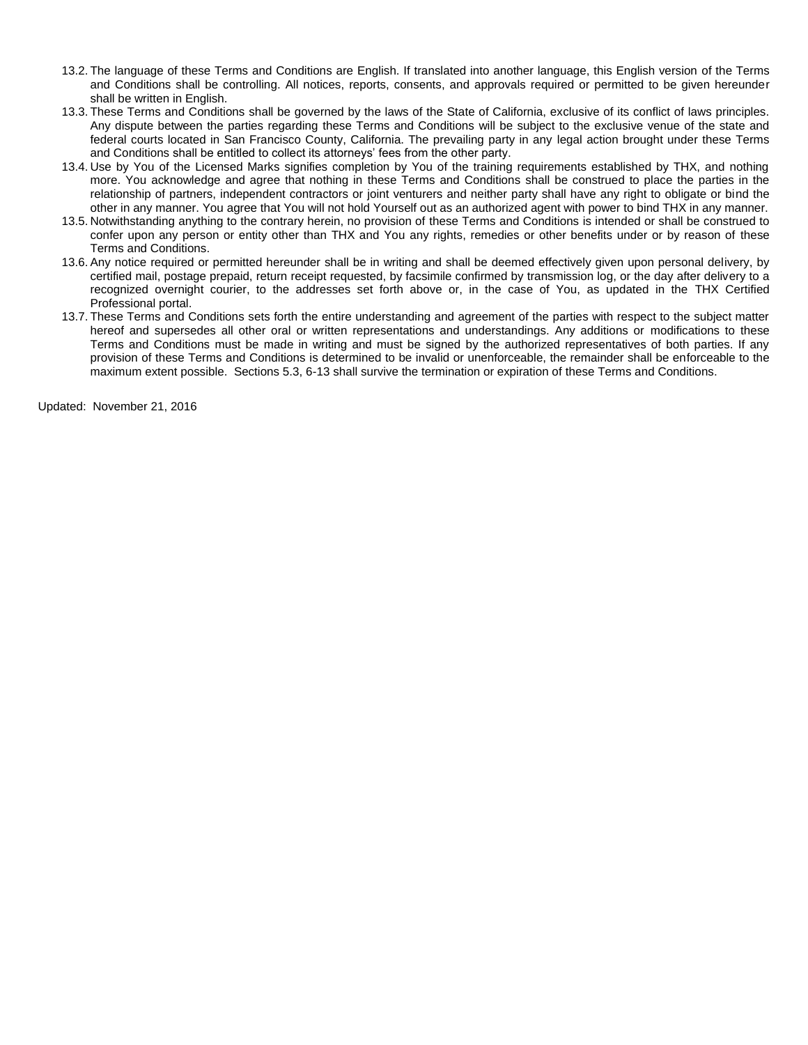13.2. The language of these Terms and Conditions are English. If translated into another language, this English version of the Terms and Conditions shall be controlling. All notices, reports, consents, and approvals required or permitted to be given hereunder shall be written in English.

13.3. These Terms and Conditions shall be governed by the laws of the State of California, exclusive of its conflict of laws principles. Any dispute between the parties regarding these Terms and Conditions will be subject to the exclusive venue of the state and federal courts located in San Francisco County, California. The prevailing party in any legal action brought under these Terms and Conditions shall be entitled to collect its attorneys' fees from the other party.

13.4. Use by You of the Licensed Marks signifies completion by You of the training requirements established by THX, and nothing more. You acknowledge and agree that nothing in these Terms and Conditions shall be construed to place the parties in the relationship of partners, independent contractors or joint venturers and neither party shall have any right to obligate or bind the other in any manner. You agree that You will not hold Yourself out as an authorized agent with power to bind THX in any manner.

13.5. Notwithstanding anything to the contrary herein, no provision of these Terms and Conditions is intended or shall be construed to confer upon any person or entity other than THX and You any rights, remedies or other benefits under or by reason of these Terms and Conditions.

13.6. Any notice required or permitted hereunder shall be in writing and shall be deemed effectively given upon personal delivery, by certified mail, postage prepaid, return receipt requested, by facsimile confirmed by transmission log, or the day after delivery to a recognized overnight courier, to the addresses set forth above or, in the case of You, as updated in the THX Certified Professional portal.

13.7. These Terms and Conditions sets forth the entire understanding and agreement of the parties with respect to the subject matter hereof and supersedes all other oral or written representations and understandings. Any additions or modifications to these Terms and Conditions must be made in writing and must be signed by the authorized representatives of both parties. If any provision of these Terms and Conditions is determined to be invalid or unenforceable, the remainder shall be enforceable to the maximum extent possible. Sections 5.3, 6-13 shall survive the termination or expiration of these Terms and Conditions.

Updated: November 21, 2016